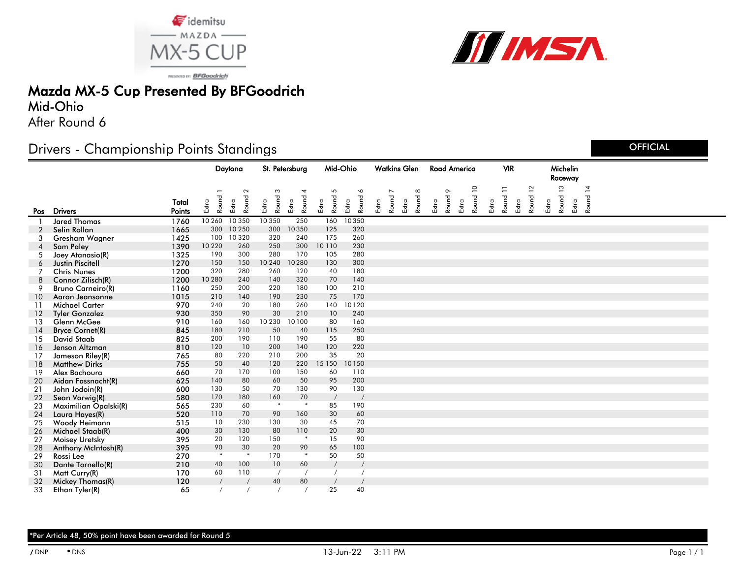# Mazda MX-5 Cup Presented By BFGoodrich

## Mid-Ohio

After Round 6

## Drivers - Championship Points Standings

OFFICIAL

| | | | Daytona | | | | St. Petersburg | | | | Mid-Ohio | | | | Watkins Glen | | | | Road America | | | | VIR | | | | Michelin Raceway | | | |
|---|---|---|---|---|---|---|---|---|---|---|---|---|---|---|---|---|---|---|---|---|---|---|---|---|---|---|---|---|---|---|
| Pos | Drivers | Total Points | Extra | Round 1 | Extra | Round 2 | Extra | Round 3 | Extra | Round 4 | Extra | Round 5 | Extra | Round 6 | Extra | Round 7 | Extra | Round 8 | Extra | Round 9 | Extra | Round 10 | Extra | Round 11 | Extra | Round 12 | Extra | Round 13 | Extra | Round 14 |
| 1 | Jared Thomas | 1760 | 10 | 260 | 10 | 350 | 10 | 350 | | 250 | | 160 | 10 | 350 | | | | | | | | | | | | | | | | |
| 2 | Selin Rollan | 1665 | | 300 | 10 | 250 | | 300 | 10 | 350 | | 125 | | 320 | | | | | | | | | | | | | | | | |
| 3 | Gresham Wagner | 1425 | | 100 | 10 | 320 | | 320 | | 240 | | 175 | | 260 | | | | | | | | | | | | | | | | |
| 4 | Sam Paley | 1390 | 10 | 220 | | 260 | | 250 | | 300 | 10 | 110 | | 230 | | | | | | | | | | | | | | | | |
| 5 | Joey Atanasio(R) | 1325 | | 190 | | 300 | | 280 | | 170 | | 105 | | 280 | | | | | | | | | | | | | | | | |
| 6 | Justin Piscitell | 1270 | | 150 | | 150 | 10 | 240 | 10 | 280 | | 130 | | 300 | | | | | | | | | | | | | | | | |
| 7 | Chris Nunes | 1200 | | 320 | | 280 | | 260 | | 120 | | 40 | | 180 | | | | | | | | | | | | | | | | |
| 8 | Connor Zilisch(R) | 1200 | 10 | 280 | | 240 | | 140 | | 320 | | 70 | | 140 | | | | | | | | | | | | | | | | |
| 9 | Bruno Carneiro(R) | 1160 | | 250 | | 200 | | 220 | | 180 | | 100 | | 210 | | | | | | | | | | | | | | | | |
| 10 | Aaron Jeansonne | 1015 | | 210 | | 140 | | 190 | | 230 | | 75 | | 170 | | | | | | | | | | | | | | | | |
| 11 | Michael Carter | 970 | | 240 | | 20 | | 180 | | 260 | | 140 | 10 | 120 | | | | | | | | | | | | | | | | |
| 12 | Tyler Gonzalez | 930 | | 350 | | 90 | | 30 | | 210 | | 10 | | 240 | | | | | | | | | | | | | | | | |
| 13 | Glenn McGee | 910 | | 160 | | 160 | 10 | 230 | 10 | 100 | | 80 | | 160 | | | | | | | | | | | | | | | | |
| 14 | Bryce Cornet(R) | 845 | | 180 | | 210 | | 50 | | 40 | | 115 | | 250 | | | | | | | | | | | | | | | | |
| 15 | David Staab | 825 | | 200 | | 190 | | 110 | | 190 | | 55 | | 80 | | | | | | | | | | | | | | | | |
| 16 | Jenson Altzman | 810 | | 120 | | 10 | | 200 | | 140 | | 120 | | 220 | | | | | | | | | | | | | | | | |
| 17 | Jameson Riley(R) | 765 | | 80 | | 220 | | 210 | | 200 | | 35 | | 20 | | | | | | | | | | | | | | | | |
| 18 | Matthew Dirks | 755 | | 50 | | 40 | | 120 | | 220 | 15 | 150 | 10 | 150 | | | | | | | | | | | | | | | | |
| 19 | Alex Bachoura | 660 | | 70 | | 170 | | 100 | | 150 | | 60 | | 110 | | | | | | | | | | | | | | | | |
| 20 | Aidan Fassnacht(R) | 625 | | 140 | | 80 | | 60 | | 50 | | 95 | | 200 | | | | | | | | | | | | | | | | |
| 21 | John Jodoin(R) | 600 | | 130 | | 50 | | 70 | | 130 | | 90 | | 130 | | | | | | | | | | | | | | | | |
| 22 | Sean Varwig(R) | 580 | | 170 | | 180 | | 160 | | 70 | | / | | / | | | | | | | | | | | | | | | | |
| 23 | Maximilian Opalski(R) | 565 | | 230 | | 60 | | * | | * | | 85 | | 190 | | | | | | | | | | | | | | | | |
| 24 | Laura Hayes(R) | 520 | | 110 | | 70 | | 90 | | 160 | | 30 | | 60 | | | | | | | | | | | | | | | | |
| 25 | Woody Heimann | 515 | | 10 | | 230 | | 130 | | 30 | | 45 | | 70 | | | | | | | | | | | | | | | | |
| 26 | Michael Staab(R) | 400 | | 30 | | 130 | | 80 | | 110 | | 20 | | 30 | | | | | | | | | | | | | | | | |
| 27 | Moisey Uretsky | 395 | | 20 | | 120 | | 150 | | * | | 15 | | 90 | | | | | | | | | | | | | | | | |
| 28 | Anthony McIntosh(R) | 395 | | 90 | | 30 | | 20 | | 90 | | 65 | | 100 | | | | | | | | | | | | | | | | |
| 29 | Rossi Lee | 270 | | * | | * | | 170 | | * | | 50 | | 50 | | | | | | | | | | | | | | | | |
| 30 | Dante Tornello(R) | 210 | | 40 | | 100 | | 10 | | 60 | | / | | / | | | | | | | | | | | | | | | | |
| 31 | Matt Curry(R) | 170 | | 60 | | 110 | | / | | / | | / | | / | | | | | | | | | | | | | | | | |
| 32 | Mickey Thomas(R) | 120 | | / | | / | | 40 | | 80 | | / | | / | | | | | | | | | | | | | | | | |
| 33 | Ethan Tyler(R) | 65 | | / | | / | | / | | / | | 25 | | 40 | | | | | | | | | | | | | | | | |

*Per Article 48, 50% point have been awarded for Round 5

/ DNP * DNS

13-Jun-22 3:11 PM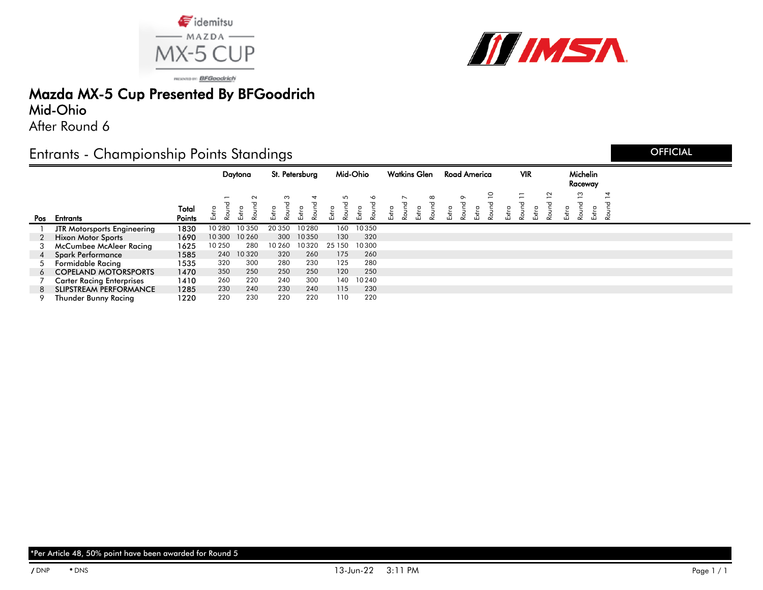# Mazda MX-5 Cup Presented By BFGoodrich

## Mid-Ohio

After Round 6

## Entrants - Championship Points Standings

OFFICIAL

| | | | Daytona | | | | St. Petersburg | | | | Mid-Ohio | | | | Watkins Glen | | | | Road America | | | | VIR | | | | Michelin Raceway | | | |
|---|---|---|---|---|---|---|---|---|---|---|---|---|---|---|---|---|---|---|---|---|---|---|---|---|---|---|---|---|---|---|
| Pos | Entrants | Total Points | Extra | Round 1 | Extra | Round 2 | Extra | Round 3 | Extra | Round 4 | Extra | Round 5 | Extra | Round 6 | Extra | Round 7 | Extra | Round 8 | Extra | Round 9 | Extra | Round 10 | Extra | Round 11 | Extra | Round 12 | Extra | Round 13 | Extra | Round 14 |
| 1 | JTR Motorsports Engineering | 1830 | 10 | 280 | 10 | 350 | 20 | 350 | 10 | 280 | | 160 | 10 | 350 | | | | | | | | | | | | | | | | |
| 2 | Hixon Motor Sports | 1690 | 10 | 300 | 10 | 260 | | 300 | 10 | 350 | | 130 | | 320 | | | | | | | | | | | | | | | | |
| 3 | McCumbee McAleer Racing | 1625 | 10 | 250 | | 280 | 10 | 260 | 10 | 320 | 25 | 150 | 10 | 300 | | | | | | | | | | | | | | | | |
| 4 | Spark Performance | 1585 | | 240 | 10 | 320 | | 320 | | 260 | | 175 | | 260 | | | | | | | | | | | | | | | | |
| 5 | Formidable Racing | 1535 | | 320 | | 300 | | 280 | | 230 | | 125 | | 280 | | | | | | | | | | | | | | | | |
| 6 | COPELAND MOTORSPORTS | 1470 | | 350 | | 250 | | 250 | | 250 | | 120 | | 250 | | | | | | | | | | | | | | | | |
| 7 | Carter Racing Enterprises | 1410 | | 260 | | 220 | | 240 | | 300 | | 140 | 10 | 240 | | | | | | | | | | | | | | | | |
| 8 | SLIPSTREAM PERFORMANCE | 1285 | | 230 | | 240 | | 230 | | 240 | | 115 | | 230 | | | | | | | | | | | | | | | | |
| 9 | Thunder Bunny Racing | 1220 | | 220 | | 230 | | 220 | | 220 | | 110 | | 220 | | | | | | | | | | | | | | | | |

*Per Article 48, 50% point have been awarded for Round 5

/ DNP   * DNS

13-Jun-22 3:11 PM